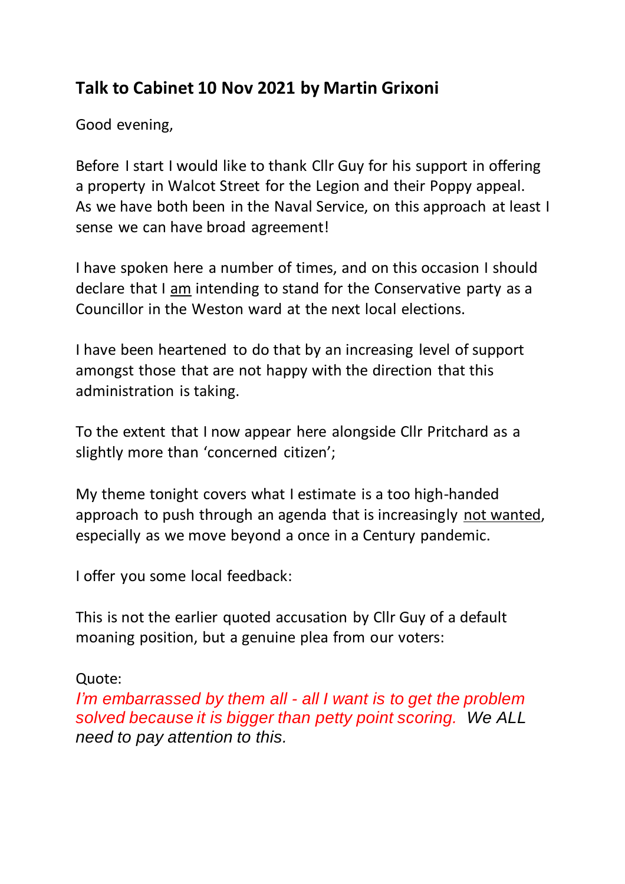## Talk to Cabinet 10 Nov 2021 by Martin Grixoni

Good evening,

Before I start I would like to thank Cllr Guy for his support in offering a property in Walcot Street for the Legion and their Poppy appeal. As we have both been in the Naval Service, on this approach at least I sense we can have broad agreement!

I have spoken here a number of times, and on this occasion I should declare that I <u>am</u> intending to stand for the Conservative party as a Councillor in the Weston ward at the next local elections.

I have been heartened to do that by an increasing level of support amongst those that are not happy with the direction that this administration is taking.

To the extent that I now appear here alongside Cllr Pritchard as a slightly more than 'concerned citizen';

My theme tonight covers what I estimate is a too high-handed approach to push through an agenda that is increasingly <u>not wanted</u>, especially as we move beyond a once in a Century pandemic.

I offer you some local feedback:

This is not the earlier quoted accusation by Cllr Guy of a default moaning position, but a genuine plea from our voters:

Quote:
*I'm embarrassed by them all - all I want is to get the problem solved because it is bigger than petty point scoring. We ALL need to pay attention to this.*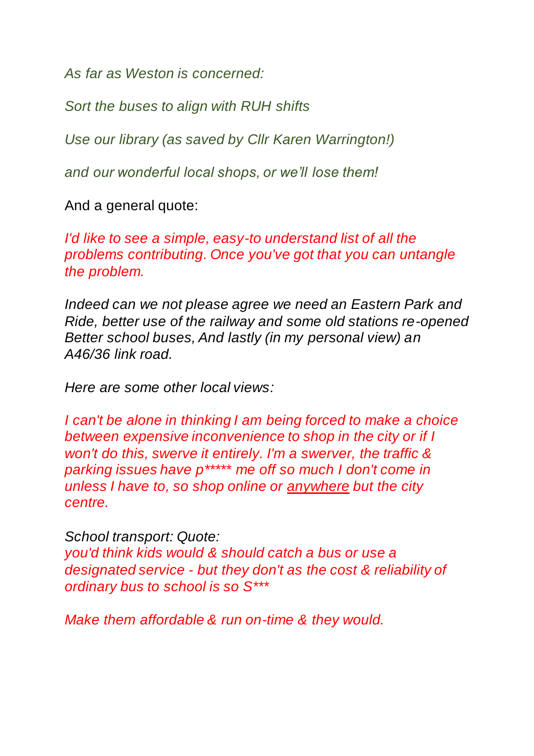*As far as Weston is concerned:*

*Sort the buses to align with RUH shifts*

*Use our library (as saved by Cllr Karen Warrington!)*

*and our wonderful local shops, or we'll lose them!*

And a general quote:

*I'd like to see a simple, easy-to understand list of all the problems contributing. Once you've got that you can untangle the problem.*

*Indeed can we not please agree we need an Eastern Park and Ride, better use of the railway and some old stations re-opened Better school buses, And lastly (in my personal view) an A46/36 link road.*

*Here are some other local views:*

*I can't be alone in thinking I am being forced to make a choice between expensive inconvenience to shop in the city or if I won't do this, swerve it entirely. I'm a swerver, the traffic & parking issues have p***** me off so much I don't come in unless I have to, so shop online or <u>anywhere</u> but the city centre.*

*School transport: Quote:*
*you'd think kids would & should catch a bus or use a designated service - but they don't as the cost & reliability of ordinary bus to school is so S****

*Make them affordable & run on-time & they would.*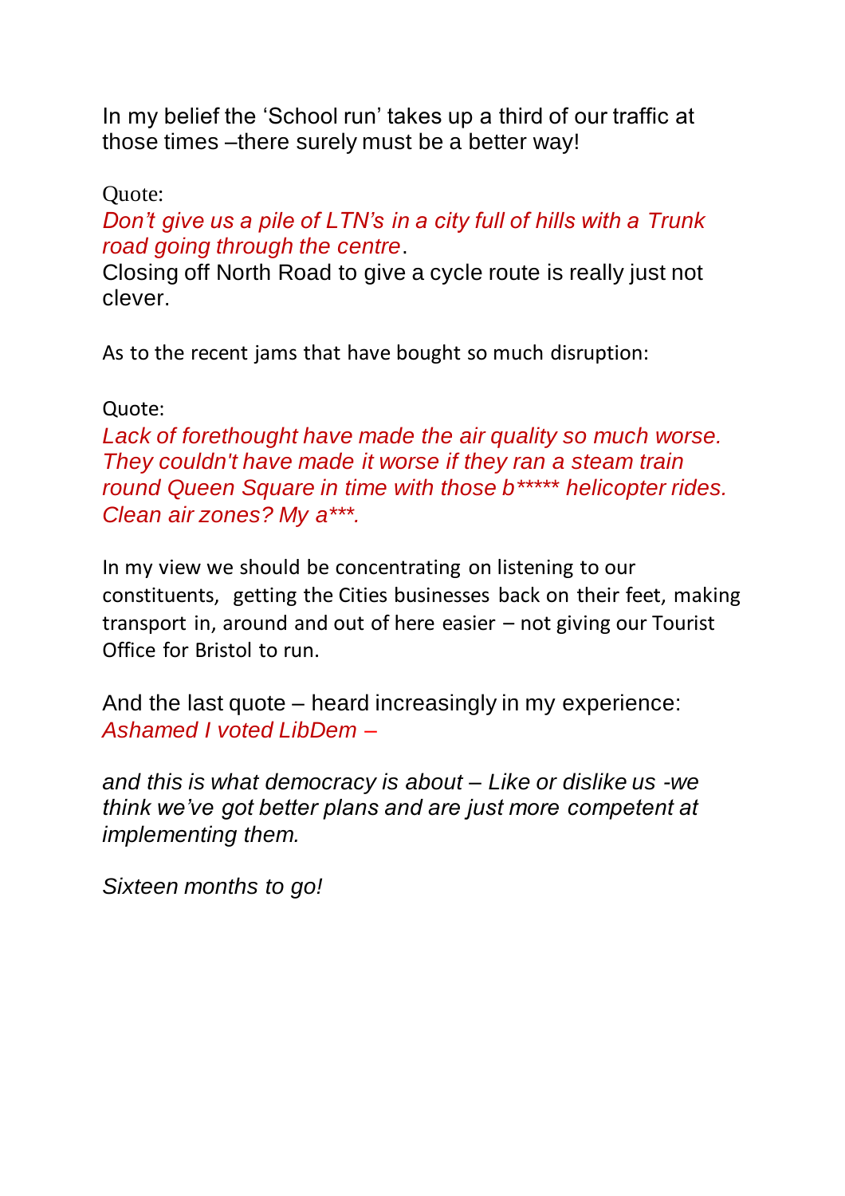In my belief the 'School run' takes up a third of our traffic at those times –there surely must be a better way!

Quote:

*Don't give us a pile of LTN's in a city full of hills with a Trunk road going through the centre*.

Closing off North Road to give a cycle route is really just not clever.

As to the recent jams that have bought so much disruption:

Quote:

*Lack of forethought have made the air quality so much worse. They couldn't have made it worse if they ran a steam train round Queen Square in time with those b***** helicopter rides. Clean air zones? My a***.*

In my view we should be concentrating on listening to our constituents, getting the Cities businesses back on their feet, making transport in, around and out of here easier – not giving our Tourist Office for Bristol to run.

And the last quote – heard increasingly in my experience:

*Ashamed I voted LibDem –*

*and this is what democracy is about – Like or dislike us -we think we've got better plans and are just more competent at implementing them.*

*Sixteen months to go!*